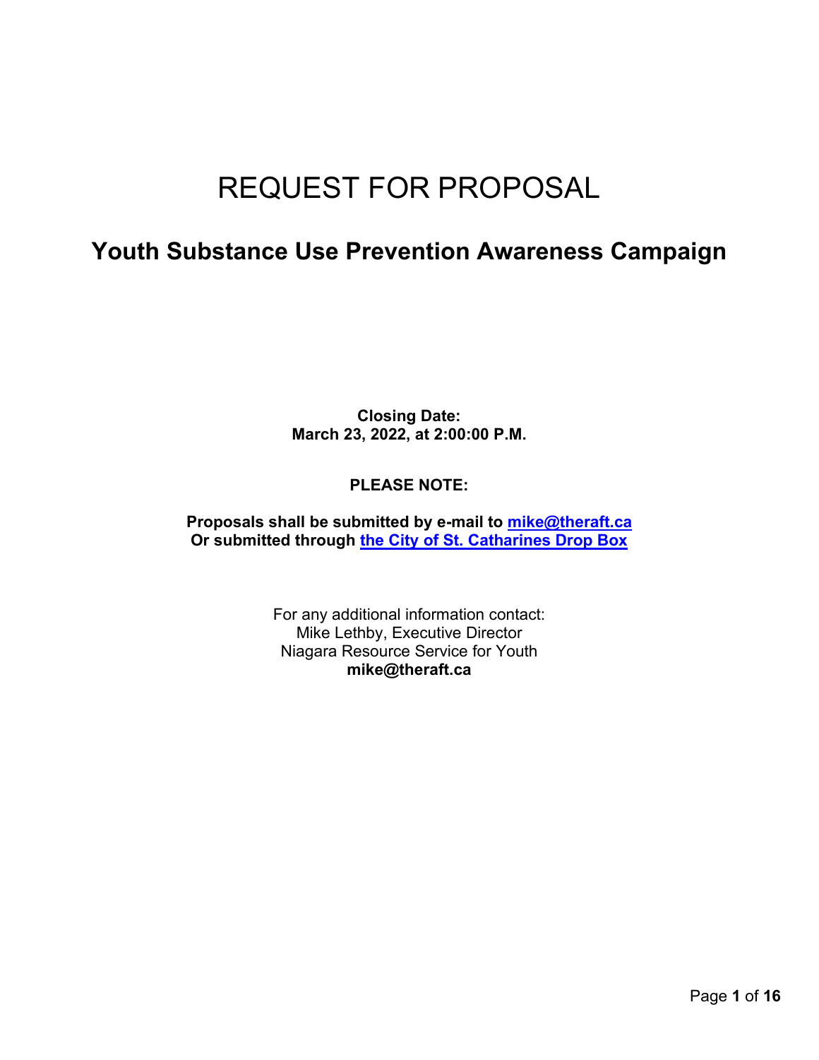# REQUEST FOR PROPOSAL

## Youth Substance Use Prevention Awareness Campaign

**Closing Date:**
**March 23, 2022, at 2:00:00 P.M.**

**PLEASE NOTE:**

**Proposals shall be submitted by e-mail to mike@theraft.ca**
**Or submitted through the City of St. Catharines Drop Box**

For any additional information contact:
Mike Lethby, Executive Director
Niagara Resource Service for Youth
**mike@theraft.ca**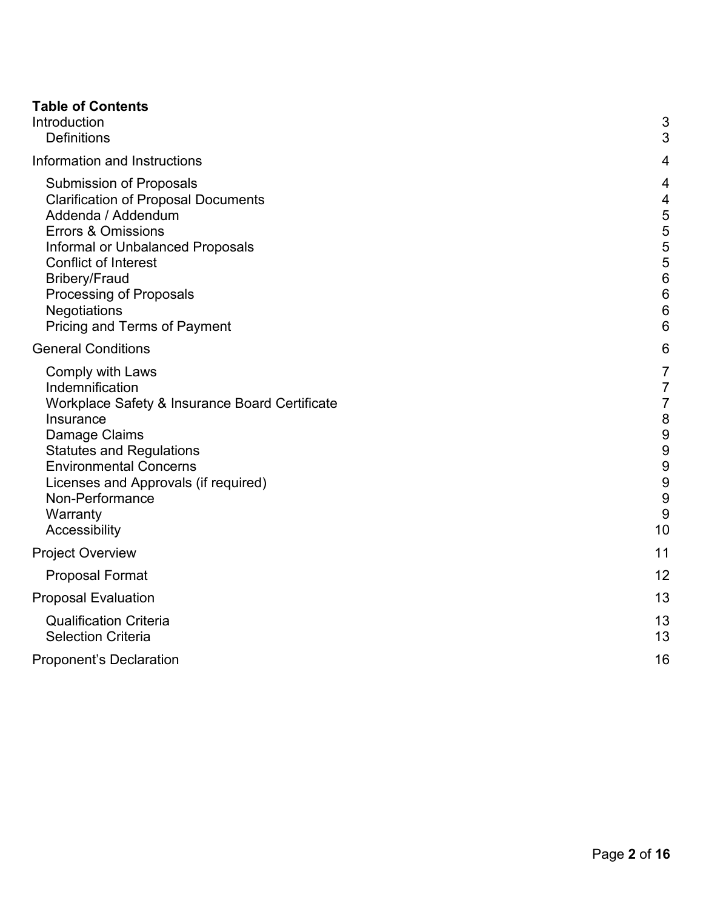**Table of Contents**

- Introduction 3
  - Definitions 3
- Information and Instructions 4
  - Submission of Proposals 4
  - Clarification of Proposal Documents 4
  - Addenda / Addendum 5
  - Errors & Omissions 5
  - Informal or Unbalanced Proposals 5
  - Conflict of Interest 5
  - Bribery/Fraud 6
  - Processing of Proposals 6
  - Negotiations 6
  - Pricing and Terms of Payment 6
- General Conditions 6
  - Comply with Laws 7
  - Indemnification 7
  - Workplace Safety & Insurance Board Certificate 7
  - Insurance 8
  - Damage Claims 9
  - Statutes and Regulations 9
  - Environmental Concerns 9
  - Licenses and Approvals (if required) 9
  - Non-Performance 9
  - Warranty 9
  - Accessibility 10
- Project Overview 11
  - Proposal Format 12
- Proposal Evaluation 13
  - Qualification Criteria 13
  - Selection Criteria 13
- Proponent's Declaration 16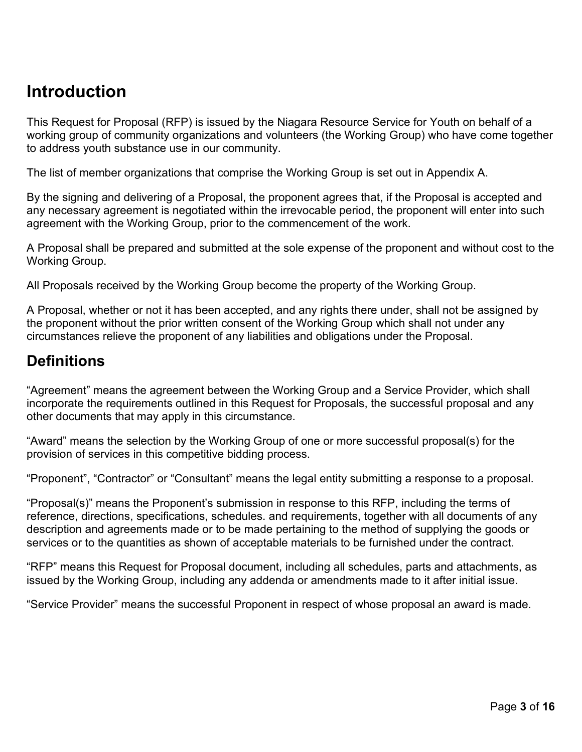## Introduction

This Request for Proposal (RFP) is issued by the Niagara Resource Service for Youth on behalf of a working group of community organizations and volunteers (the Working Group) who have come together to address youth substance use in our community.

The list of member organizations that comprise the Working Group is set out in Appendix A.

By the signing and delivering of a Proposal, the proponent agrees that, if the Proposal is accepted and any necessary agreement is negotiated within the irrevocable period, the proponent will enter into such agreement with the Working Group, prior to the commencement of the work.

A Proposal shall be prepared and submitted at the sole expense of the proponent and without cost to the Working Group.

All Proposals received by the Working Group become the property of the Working Group.

A Proposal, whether or not it has been accepted, and any rights there under, shall not be assigned by the proponent without the prior written consent of the Working Group which shall not under any circumstances relieve the proponent of any liabilities and obligations under the Proposal.

## Definitions

“Agreement” means the agreement between the Working Group and a Service Provider, which shall incorporate the requirements outlined in this Request for Proposals, the successful proposal and any other documents that may apply in this circumstance.

“Award” means the selection by the Working Group of one or more successful proposal(s) for the provision of services in this competitive bidding process.

“Proponent”, “Contractor” or “Consultant” means the legal entity submitting a response to a proposal.

“Proposal(s)” means the Proponent’s submission in response to this RFP, including the terms of reference, directions, specifications, schedules. and requirements, together with all documents of any description and agreements made or to be made pertaining to the method of supplying the goods or services or to the quantities as shown of acceptable materials to be furnished under the contract.

“RFP” means this Request for Proposal document, including all schedules, parts and attachments, as issued by the Working Group, including any addenda or amendments made to it after initial issue.

“Service Provider” means the successful Proponent in respect of whose proposal an award is made.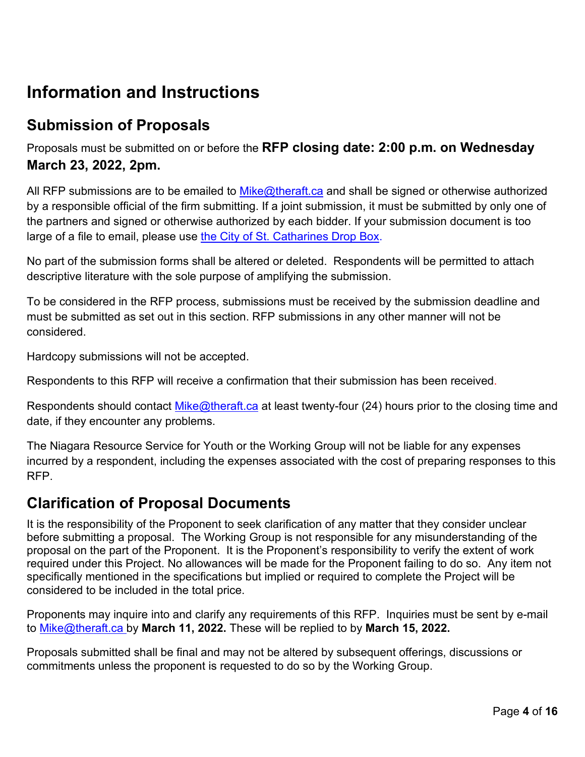# Information and Instructions

## Submission of Proposals

Proposals must be submitted on or before the **RFP closing date: 2:00 p.m. on Wednesday March 23, 2022, 2pm.**

All RFP submissions are to be emailed to Mike@theraft.ca and shall be signed or otherwise authorized by a responsible official of the firm submitting. If a joint submission, it must be submitted by only one of the partners and signed or otherwise authorized by each bidder. If your submission document is too large of a file to email, please use the City of St. Catharines Drop Box.

No part of the submission forms shall be altered or deleted. Respondents will be permitted to attach descriptive literature with the sole purpose of amplifying the submission.

To be considered in the RFP process, submissions must be received by the submission deadline and must be submitted as set out in this section. RFP submissions in any other manner will not be considered.

Hardcopy submissions will not be accepted.

Respondents to this RFP will receive a confirmation that their submission has been received.

Respondents should contact Mike@theraft.ca at least twenty-four (24) hours prior to the closing time and date, if they encounter any problems.

The Niagara Resource Service for Youth or the Working Group will not be liable for any expenses incurred by a respondent, including the expenses associated with the cost of preparing responses to this RFP.

## Clarification of Proposal Documents

It is the responsibility of the Proponent to seek clarification of any matter that they consider unclear before submitting a proposal. The Working Group is not responsible for any misunderstanding of the proposal on the part of the Proponent. It is the Proponent's responsibility to verify the extent of work required under this Project. No allowances will be made for the Proponent failing to do so. Any item not specifically mentioned in the specifications but implied or required to complete the Project will be considered to be included in the total price.

Proponents may inquire into and clarify any requirements of this RFP. Inquiries must be sent by e-mail to Mike@theraft.ca by **March 11, 2022.** These will be replied to by **March 15, 2022.**

Proposals submitted shall be final and may not be altered by subsequent offerings, discussions or commitments unless the proponent is requested to do so by the Working Group.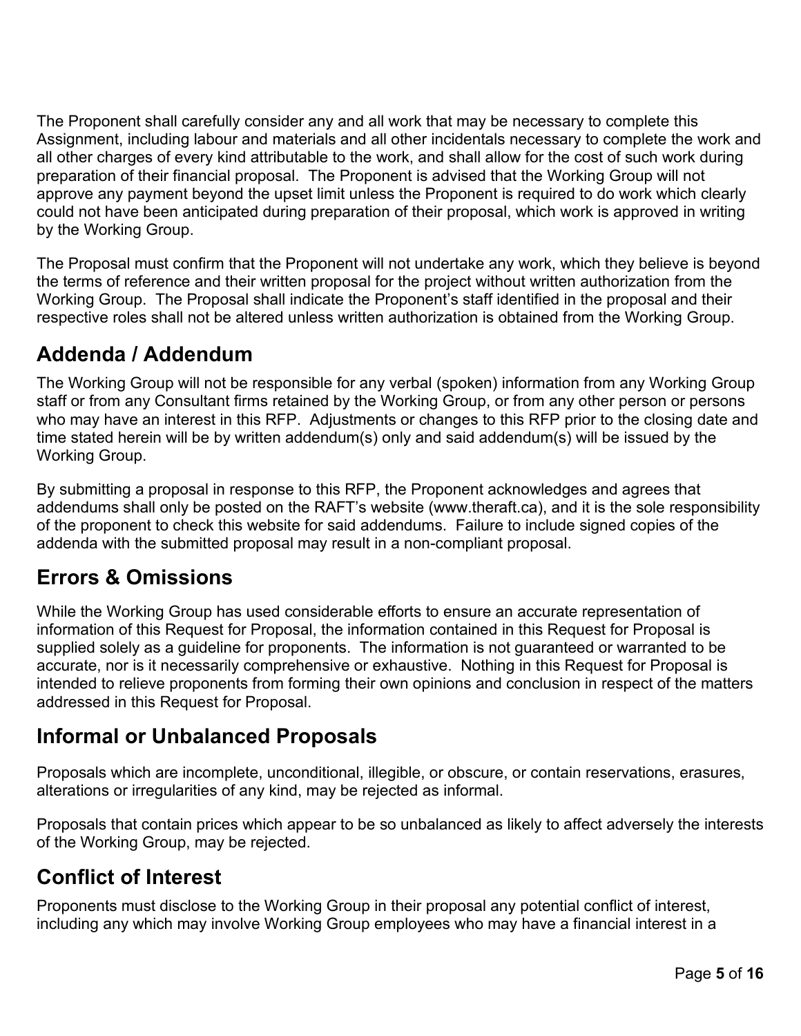The Proponent shall carefully consider any and all work that may be necessary to complete this Assignment, including labour and materials and all other incidentals necessary to complete the work and all other charges of every kind attributable to the work, and shall allow for the cost of such work during preparation of their financial proposal. The Proponent is advised that the Working Group will not approve any payment beyond the upset limit unless the Proponent is required to do work which clearly could not have been anticipated during preparation of their proposal, which work is approved in writing by the Working Group.

The Proposal must confirm that the Proponent will not undertake any work, which they believe is beyond the terms of reference and their written proposal for the project without written authorization from the Working Group. The Proposal shall indicate the Proponent's staff identified in the proposal and their respective roles shall not be altered unless written authorization is obtained from the Working Group.

## Addenda / Addendum

The Working Group will not be responsible for any verbal (spoken) information from any Working Group staff or from any Consultant firms retained by the Working Group, or from any other person or persons who may have an interest in this RFP. Adjustments or changes to this RFP prior to the closing date and time stated herein will be by written addendum(s) only and said addendum(s) will be issued by the Working Group.

By submitting a proposal in response to this RFP, the Proponent acknowledges and agrees that addendums shall only be posted on the RAFT's website (www.theraft.ca), and it is the sole responsibility of the proponent to check this website for said addendums. Failure to include signed copies of the addenda with the submitted proposal may result in a non-compliant proposal.

## Errors & Omissions

While the Working Group has used considerable efforts to ensure an accurate representation of information of this Request for Proposal, the information contained in this Request for Proposal is supplied solely as a guideline for proponents. The information is not guaranteed or warranted to be accurate, nor is it necessarily comprehensive or exhaustive. Nothing in this Request for Proposal is intended to relieve proponents from forming their own opinions and conclusion in respect of the matters addressed in this Request for Proposal.

## Informal or Unbalanced Proposals

Proposals which are incomplete, unconditional, illegible, or obscure, or contain reservations, erasures, alterations or irregularities of any kind, may be rejected as informal.

Proposals that contain prices which appear to be so unbalanced as likely to affect adversely the interests of the Working Group, may be rejected.

## Conflict of Interest

Proponents must disclose to the Working Group in their proposal any potential conflict of interest, including any which may involve Working Group employees who may have a financial interest in a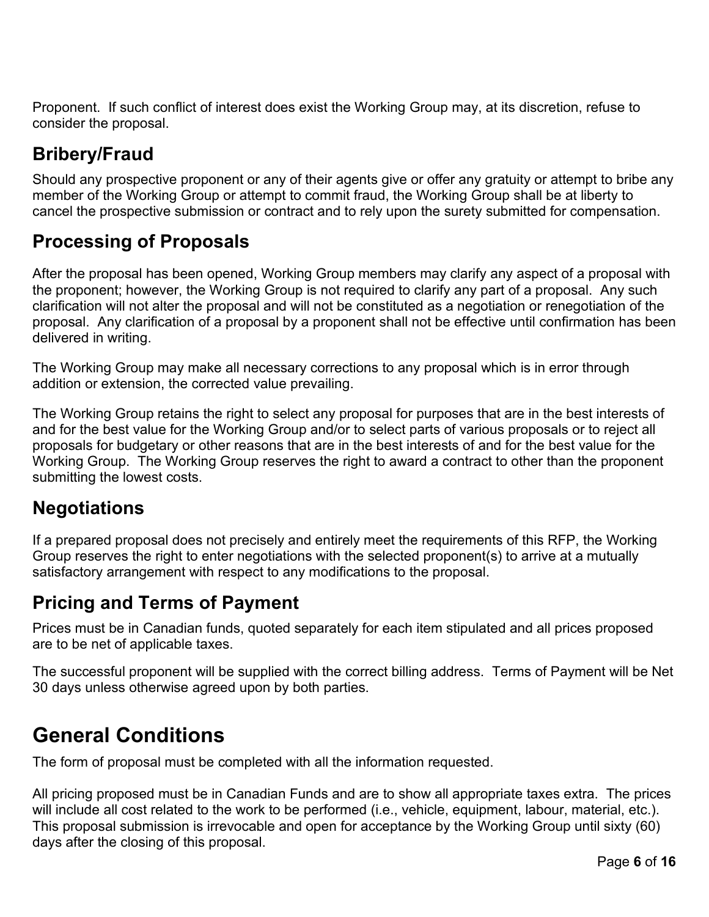Proponent. If such conflict of interest does exist the Working Group may, at its discretion, refuse to consider the proposal.

## Bribery/Fraud

Should any prospective proponent or any of their agents give or offer any gratuity or attempt to bribe any member of the Working Group or attempt to commit fraud, the Working Group shall be at liberty to cancel the prospective submission or contract and to rely upon the surety submitted for compensation.

## Processing of Proposals

After the proposal has been opened, Working Group members may clarify any aspect of a proposal with the proponent; however, the Working Group is not required to clarify any part of a proposal. Any such clarification will not alter the proposal and will not be constituted as a negotiation or renegotiation of the proposal. Any clarification of a proposal by a proponent shall not be effective until confirmation has been delivered in writing.

The Working Group may make all necessary corrections to any proposal which is in error through addition or extension, the corrected value prevailing.

The Working Group retains the right to select any proposal for purposes that are in the best interests of and for the best value for the Working Group and/or to select parts of various proposals or to reject all proposals for budgetary or other reasons that are in the best interests of and for the best value for the Working Group. The Working Group reserves the right to award a contract to other than the proponent submitting the lowest costs.

## Negotiations

If a prepared proposal does not precisely and entirely meet the requirements of this RFP, the Working Group reserves the right to enter negotiations with the selected proponent(s) to arrive at a mutually satisfactory arrangement with respect to any modifications to the proposal.

## Pricing and Terms of Payment

Prices must be in Canadian funds, quoted separately for each item stipulated and all prices proposed are to be net of applicable taxes.

The successful proponent will be supplied with the correct billing address. Terms of Payment will be Net 30 days unless otherwise agreed upon by both parties.

# General Conditions

The form of proposal must be completed with all the information requested.

All pricing proposed must be in Canadian Funds and are to show all appropriate taxes extra. The prices will include all cost related to the work to be performed (i.e., vehicle, equipment, labour, material, etc.). This proposal submission is irrevocable and open for acceptance by the Working Group until sixty (60) days after the closing of this proposal.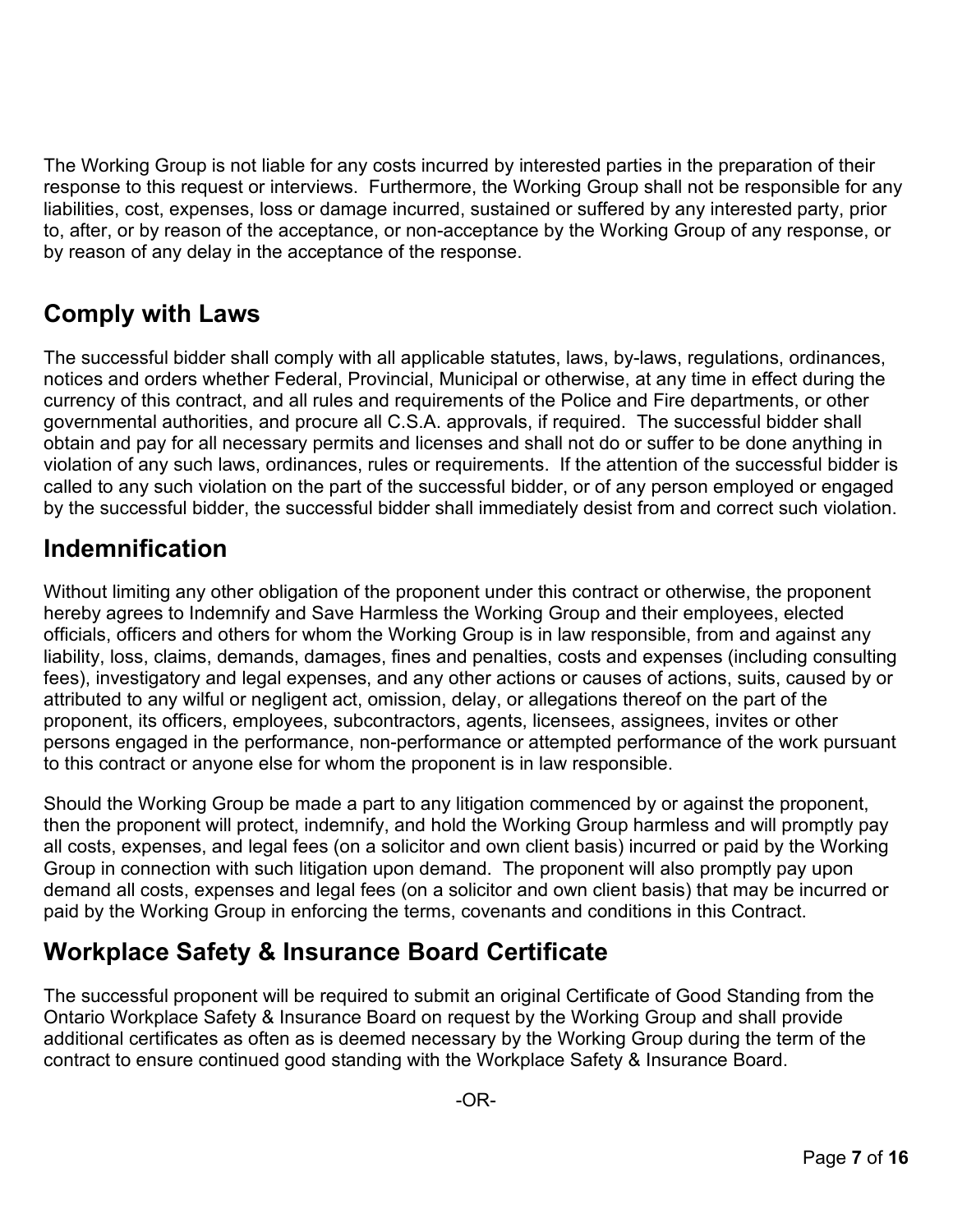The Working Group is not liable for any costs incurred by interested parties in the preparation of their response to this request or interviews. Furthermore, the Working Group shall not be responsible for any liabilities, cost, expenses, loss or damage incurred, sustained or suffered by any interested party, prior to, after, or by reason of the acceptance, or non-acceptance by the Working Group of any response, or by reason of any delay in the acceptance of the response.

## Comply with Laws

The successful bidder shall comply with all applicable statutes, laws, by-laws, regulations, ordinances, notices and orders whether Federal, Provincial, Municipal or otherwise, at any time in effect during the currency of this contract, and all rules and requirements of the Police and Fire departments, or other governmental authorities, and procure all C.S.A. approvals, if required. The successful bidder shall obtain and pay for all necessary permits and licenses and shall not do or suffer to be done anything in violation of any such laws, ordinances, rules or requirements. If the attention of the successful bidder is called to any such violation on the part of the successful bidder, or of any person employed or engaged by the successful bidder, the successful bidder shall immediately desist from and correct such violation.

## Indemnification

Without limiting any other obligation of the proponent under this contract or otherwise, the proponent hereby agrees to Indemnify and Save Harmless the Working Group and their employees, elected officials, officers and others for whom the Working Group is in law responsible, from and against any liability, loss, claims, demands, damages, fines and penalties, costs and expenses (including consulting fees), investigatory and legal expenses, and any other actions or causes of actions, suits, caused by or attributed to any wilful or negligent act, omission, delay, or allegations thereof on the part of the proponent, its officers, employees, subcontractors, agents, licensees, assignees, invites or other persons engaged in the performance, non-performance or attempted performance of the work pursuant to this contract or anyone else for whom the proponent is in law responsible.

Should the Working Group be made a part to any litigation commenced by or against the proponent, then the proponent will protect, indemnify, and hold the Working Group harmless and will promptly pay all costs, expenses, and legal fees (on a solicitor and own client basis) incurred or paid by the Working Group in connection with such litigation upon demand. The proponent will also promptly pay upon demand all costs, expenses and legal fees (on a solicitor and own client basis) that may be incurred or paid by the Working Group in enforcing the terms, covenants and conditions in this Contract.

## Workplace Safety & Insurance Board Certificate

The successful proponent will be required to submit an original Certificate of Good Standing from the Ontario Workplace Safety & Insurance Board on request by the Working Group and shall provide additional certificates as often as is deemed necessary by the Working Group during the term of the contract to ensure continued good standing with the Workplace Safety & Insurance Board.

-OR-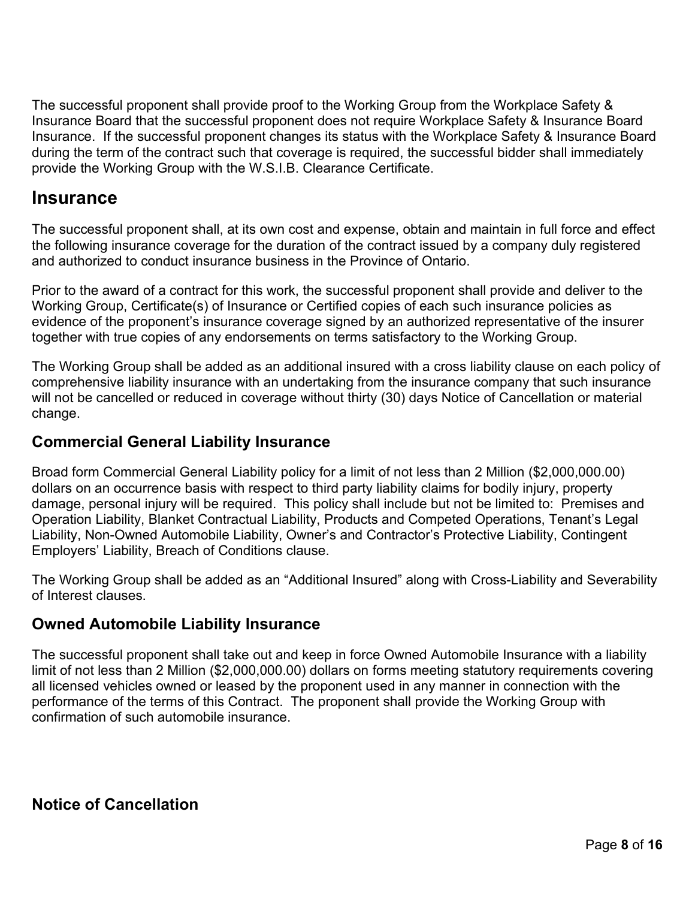The successful proponent shall provide proof to the Working Group from the Workplace Safety & Insurance Board that the successful proponent does not require Workplace Safety & Insurance Board Insurance. If the successful proponent changes its status with the Workplace Safety & Insurance Board during the term of the contract such that coverage is required, the successful bidder shall immediately provide the Working Group with the W.S.I.B. Clearance Certificate.

# Insurance

The successful proponent shall, at its own cost and expense, obtain and maintain in full force and effect the following insurance coverage for the duration of the contract issued by a company duly registered and authorized to conduct insurance business in the Province of Ontario.

Prior to the award of a contract for this work, the successful proponent shall provide and deliver to the Working Group, Certificate(s) of Insurance or Certified copies of each such insurance policies as evidence of the proponent's insurance coverage signed by an authorized representative of the insurer together with true copies of any endorsements on terms satisfactory to the Working Group.

The Working Group shall be added as an additional insured with a cross liability clause on each policy of comprehensive liability insurance with an undertaking from the insurance company that such insurance will not be cancelled or reduced in coverage without thirty (30) days Notice of Cancellation or material change.

## Commercial General Liability Insurance

Broad form Commercial General Liability policy for a limit of not less than 2 Million ($2,000,000.00) dollars on an occurrence basis with respect to third party liability claims for bodily injury, property damage, personal injury will be required. This policy shall include but not be limited to: Premises and Operation Liability, Blanket Contractual Liability, Products and Competed Operations, Tenant's Legal Liability, Non-Owned Automobile Liability, Owner's and Contractor's Protective Liability, Contingent Employers' Liability, Breach of Conditions clause.

The Working Group shall be added as an "Additional Insured" along with Cross-Liability and Severability of Interest clauses.

## Owned Automobile Liability Insurance

The successful proponent shall take out and keep in force Owned Automobile Insurance with a liability limit of not less than 2 Million ($2,000,000.00) dollars on forms meeting statutory requirements covering all licensed vehicles owned or leased by the proponent used in any manner in connection with the performance of the terms of this Contract. The proponent shall provide the Working Group with confirmation of such automobile insurance.

## Notice of Cancellation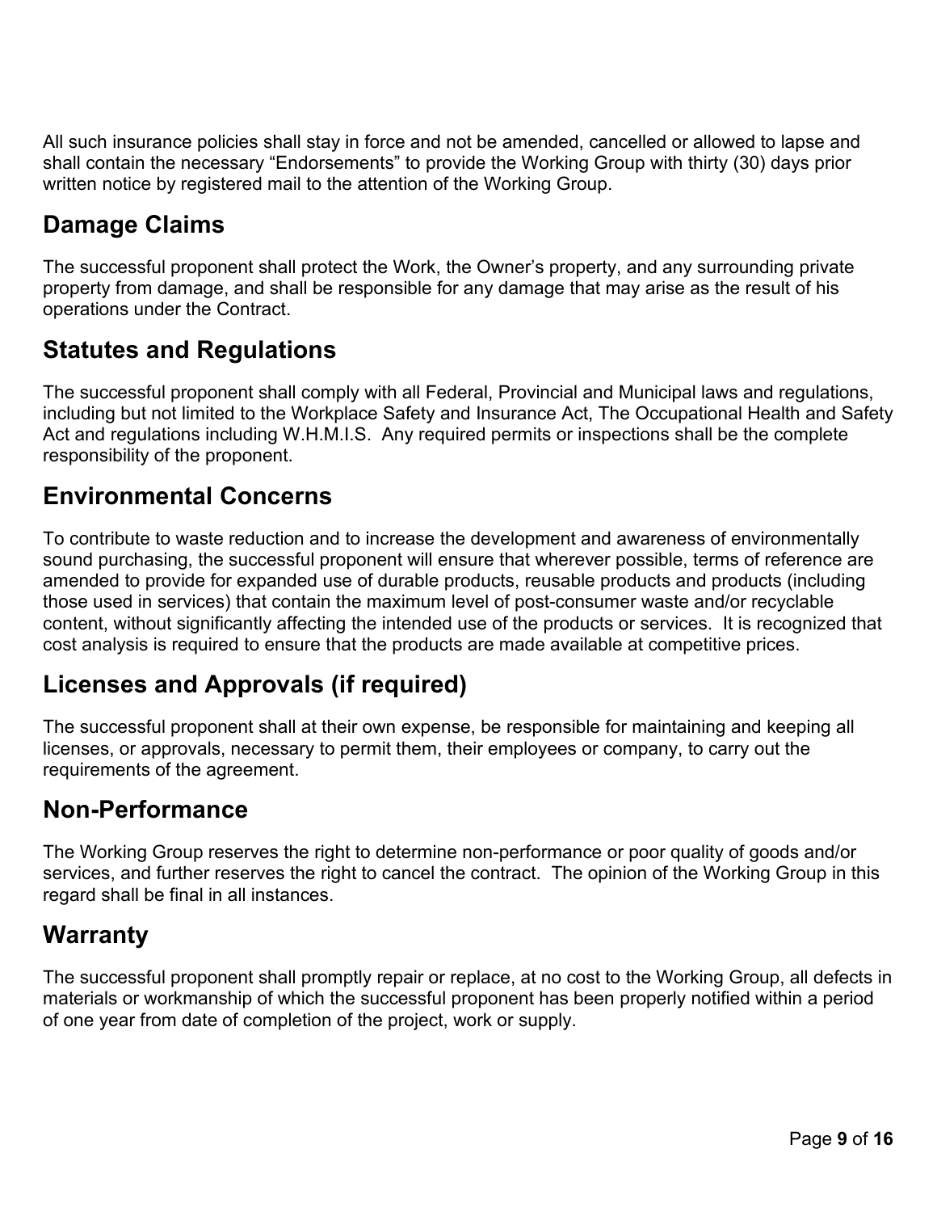All such insurance policies shall stay in force and not be amended, cancelled or allowed to lapse and shall contain the necessary "Endorsements" to provide the Working Group with thirty (30) days prior written notice by registered mail to the attention of the Working Group.

## Damage Claims

The successful proponent shall protect the Work, the Owner's property, and any surrounding private property from damage, and shall be responsible for any damage that may arise as the result of his operations under the Contract.

## Statutes and Regulations

The successful proponent shall comply with all Federal, Provincial and Municipal laws and regulations, including but not limited to the Workplace Safety and Insurance Act, The Occupational Health and Safety Act and regulations including W.H.M.I.S. Any required permits or inspections shall be the complete responsibility of the proponent.

## Environmental Concerns

To contribute to waste reduction and to increase the development and awareness of environmentally sound purchasing, the successful proponent will ensure that wherever possible, terms of reference are amended to provide for expanded use of durable products, reusable products and products (including those used in services) that contain the maximum level of post-consumer waste and/or recyclable content, without significantly affecting the intended use of the products or services. It is recognized that cost analysis is required to ensure that the products are made available at competitive prices.

## Licenses and Approvals (if required)

The successful proponent shall at their own expense, be responsible for maintaining and keeping all licenses, or approvals, necessary to permit them, their employees or company, to carry out the requirements of the agreement.

## Non-Performance

The Working Group reserves the right to determine non-performance or poor quality of goods and/or services, and further reserves the right to cancel the contract. The opinion of the Working Group in this regard shall be final in all instances.

## Warranty

The successful proponent shall promptly repair or replace, at no cost to the Working Group, all defects in materials or workmanship of which the successful proponent has been properly notified within a period of one year from date of completion of the project, work or supply.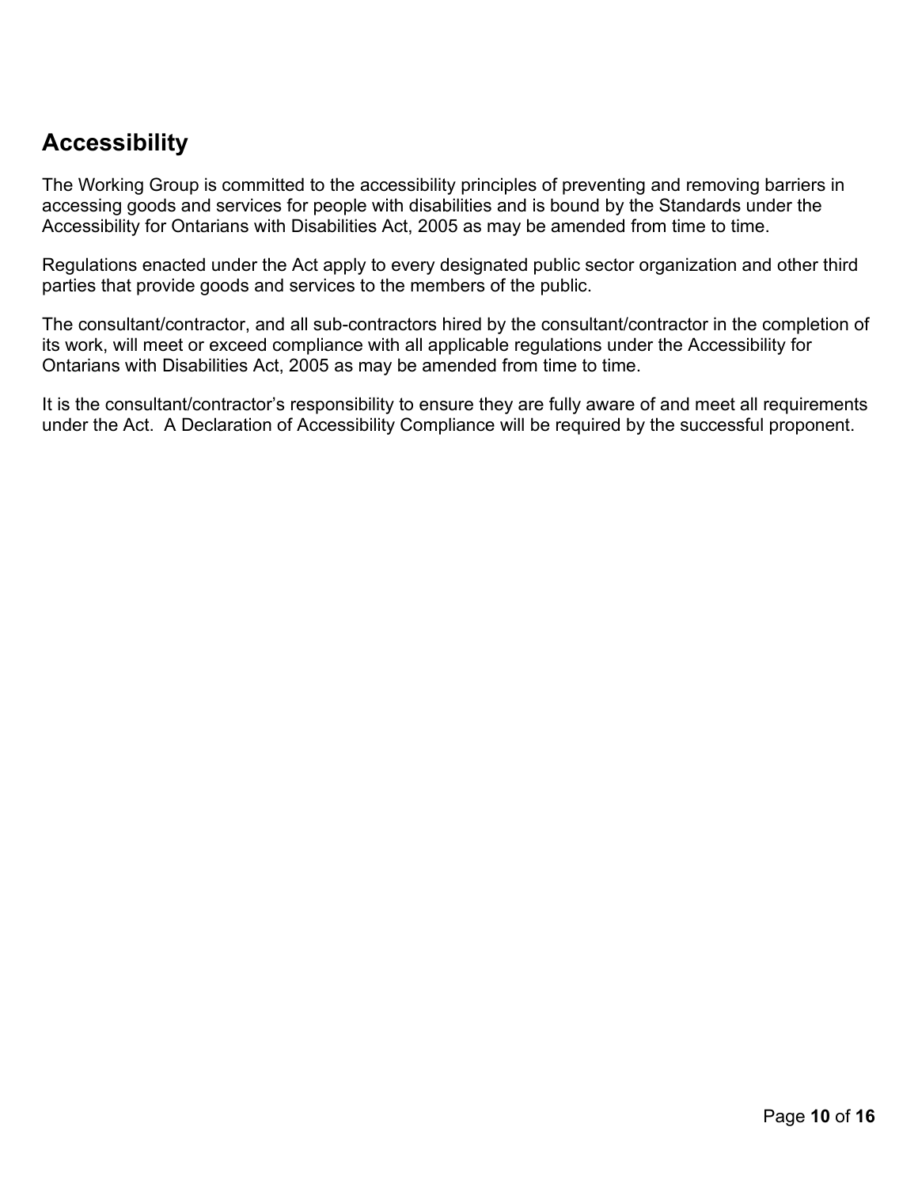## Accessibility

The Working Group is committed to the accessibility principles of preventing and removing barriers in accessing goods and services for people with disabilities and is bound by the Standards under the Accessibility for Ontarians with Disabilities Act, 2005 as may be amended from time to time.

Regulations enacted under the Act apply to every designated public sector organization and other third parties that provide goods and services to the members of the public.

The consultant/contractor, and all sub-contractors hired by the consultant/contractor in the completion of its work, will meet or exceed compliance with all applicable regulations under the Accessibility for Ontarians with Disabilities Act, 2005 as may be amended from time to time.

It is the consultant/contractor's responsibility to ensure they are fully aware of and meet all requirements under the Act. A Declaration of Accessibility Compliance will be required by the successful proponent.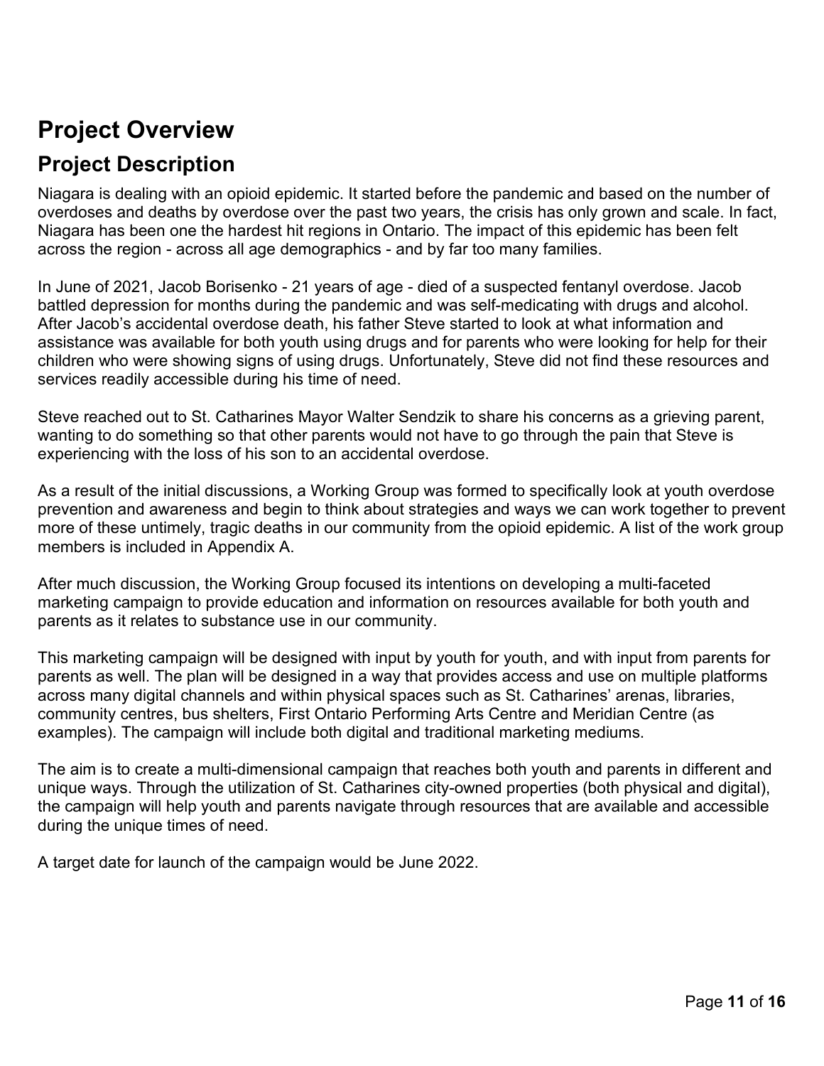# Project Overview

## Project Description

Niagara is dealing with an opioid epidemic. It started before the pandemic and based on the number of overdoses and deaths by overdose over the past two years, the crisis has only grown and scale. In fact, Niagara has been one the hardest hit regions in Ontario. The impact of this epidemic has been felt across the region - across all age demographics - and by far too many families.

In June of 2021, Jacob Borisenko - 21 years of age - died of a suspected fentanyl overdose. Jacob battled depression for months during the pandemic and was self-medicating with drugs and alcohol. After Jacob's accidental overdose death, his father Steve started to look at what information and assistance was available for both youth using drugs and for parents who were looking for help for their children who were showing signs of using drugs. Unfortunately, Steve did not find these resources and services readily accessible during his time of need.

Steve reached out to St. Catharines Mayor Walter Sendzik to share his concerns as a grieving parent, wanting to do something so that other parents would not have to go through the pain that Steve is experiencing with the loss of his son to an accidental overdose.

As a result of the initial discussions, a Working Group was formed to specifically look at youth overdose prevention and awareness and begin to think about strategies and ways we can work together to prevent more of these untimely, tragic deaths in our community from the opioid epidemic. A list of the work group members is included in Appendix A.

After much discussion, the Working Group focused its intentions on developing a multi-faceted marketing campaign to provide education and information on resources available for both youth and parents as it relates to substance use in our community.

This marketing campaign will be designed with input by youth for youth, and with input from parents for parents as well. The plan will be designed in a way that provides access and use on multiple platforms across many digital channels and within physical spaces such as St. Catharines' arenas, libraries, community centres, bus shelters, First Ontario Performing Arts Centre and Meridian Centre (as examples). The campaign will include both digital and traditional marketing mediums.

The aim is to create a multi-dimensional campaign that reaches both youth and parents in different and unique ways. Through the utilization of St. Catharines city-owned properties (both physical and digital), the campaign will help youth and parents navigate through resources that are available and accessible during the unique times of need.

A target date for launch of the campaign would be June 2022.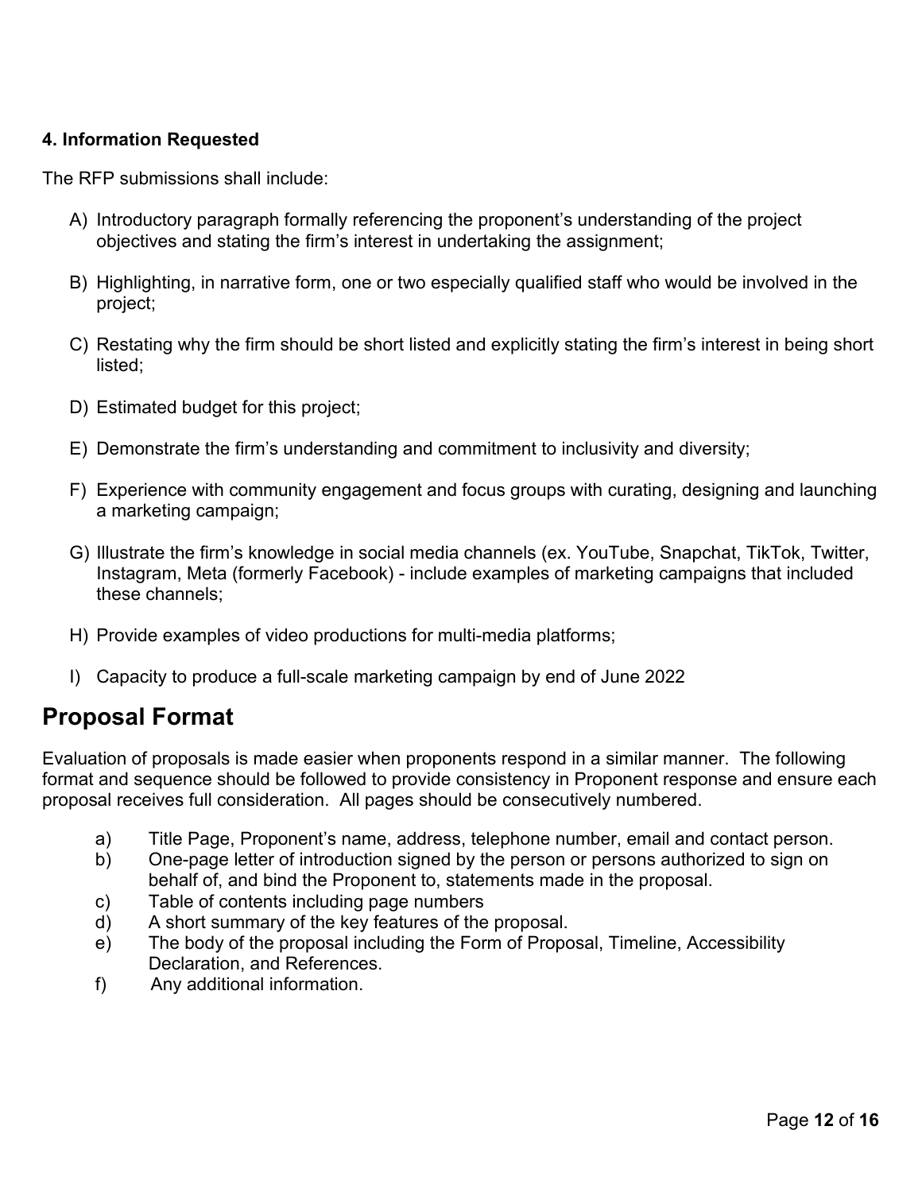**4. Information Requested**

The RFP submissions shall include:

A) Introductory paragraph formally referencing the proponent's understanding of the project objectives and stating the firm's interest in undertaking the assignment;

B) Highlighting, in narrative form, one or two especially qualified staff who would be involved in the project;

C) Restating why the firm should be short listed and explicitly stating the firm's interest in being short listed;

D) Estimated budget for this project;

E) Demonstrate the firm's understanding and commitment to inclusivity and diversity;

F) Experience with community engagement and focus groups with curating, designing and launching a marketing campaign;

G) Illustrate the firm's knowledge in social media channels (ex. YouTube, Snapchat, TikTok, Twitter, Instagram, Meta (formerly Facebook) - include examples of marketing campaigns that included these channels;

H) Provide examples of video productions for multi-media platforms;

I) Capacity to produce a full-scale marketing campaign by end of June 2022

## Proposal Format

Evaluation of proposals is made easier when proponents respond in a similar manner. The following format and sequence should be followed to provide consistency in Proponent response and ensure each proposal receives full consideration. All pages should be consecutively numbered.

a) Title Page, Proponent's name, address, telephone number, email and contact person.
b) One-page letter of introduction signed by the person or persons authorized to sign on behalf of, and bind the Proponent to, statements made in the proposal.
c) Table of contents including page numbers
d) A short summary of the key features of the proposal.
e) The body of the proposal including the Form of Proposal, Timeline, Accessibility Declaration, and References.
f) Any additional information.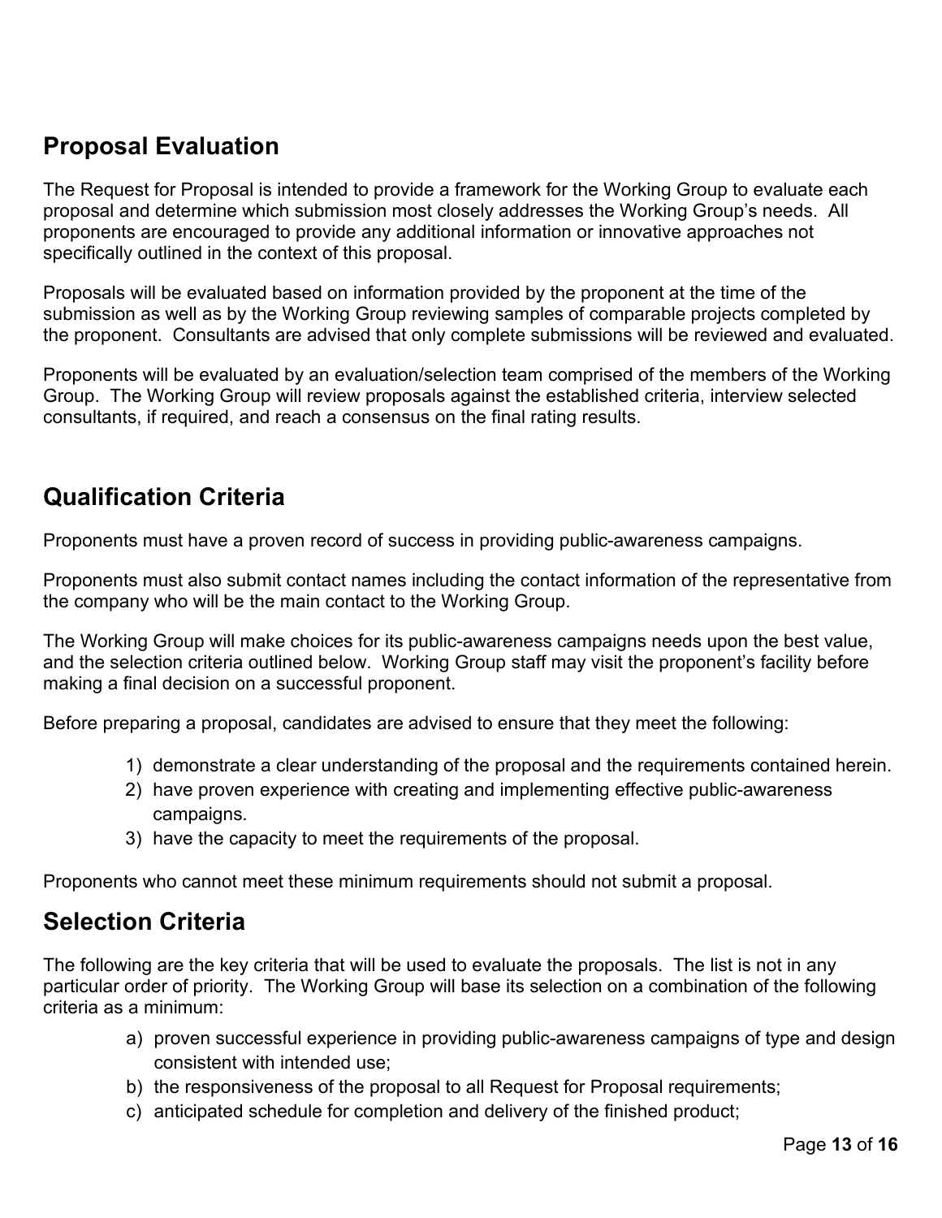## Proposal Evaluation

The Request for Proposal is intended to provide a framework for the Working Group to evaluate each proposal and determine which submission most closely addresses the Working Group's needs. All proponents are encouraged to provide any additional information or innovative approaches not specifically outlined in the context of this proposal.

Proposals will be evaluated based on information provided by the proponent at the time of the submission as well as by the Working Group reviewing samples of comparable projects completed by the proponent. Consultants are advised that only complete submissions will be reviewed and evaluated.

Proponents will be evaluated by an evaluation/selection team comprised of the members of the Working Group. The Working Group will review proposals against the established criteria, interview selected consultants, if required, and reach a consensus on the final rating results.

## Qualification Criteria

Proponents must have a proven record of success in providing public-awareness campaigns.

Proponents must also submit contact names including the contact information of the representative from the company who will be the main contact to the Working Group.

The Working Group will make choices for its public-awareness campaigns needs upon the best value, and the selection criteria outlined below. Working Group staff may visit the proponent's facility before making a final decision on a successful proponent.

Before preparing a proposal, candidates are advised to ensure that they meet the following:

1) demonstrate a clear understanding of the proposal and the requirements contained herein.
2) have proven experience with creating and implementing effective public-awareness campaigns.
3) have the capacity to meet the requirements of the proposal.

Proponents who cannot meet these minimum requirements should not submit a proposal.

## Selection Criteria

The following are the key criteria that will be used to evaluate the proposals. The list is not in any particular order of priority. The Working Group will base its selection on a combination of the following criteria as a minimum:

a) proven successful experience in providing public-awareness campaigns of type and design consistent with intended use;
b) the responsiveness of the proposal to all Request for Proposal requirements;
c) anticipated schedule for completion and delivery of the finished product;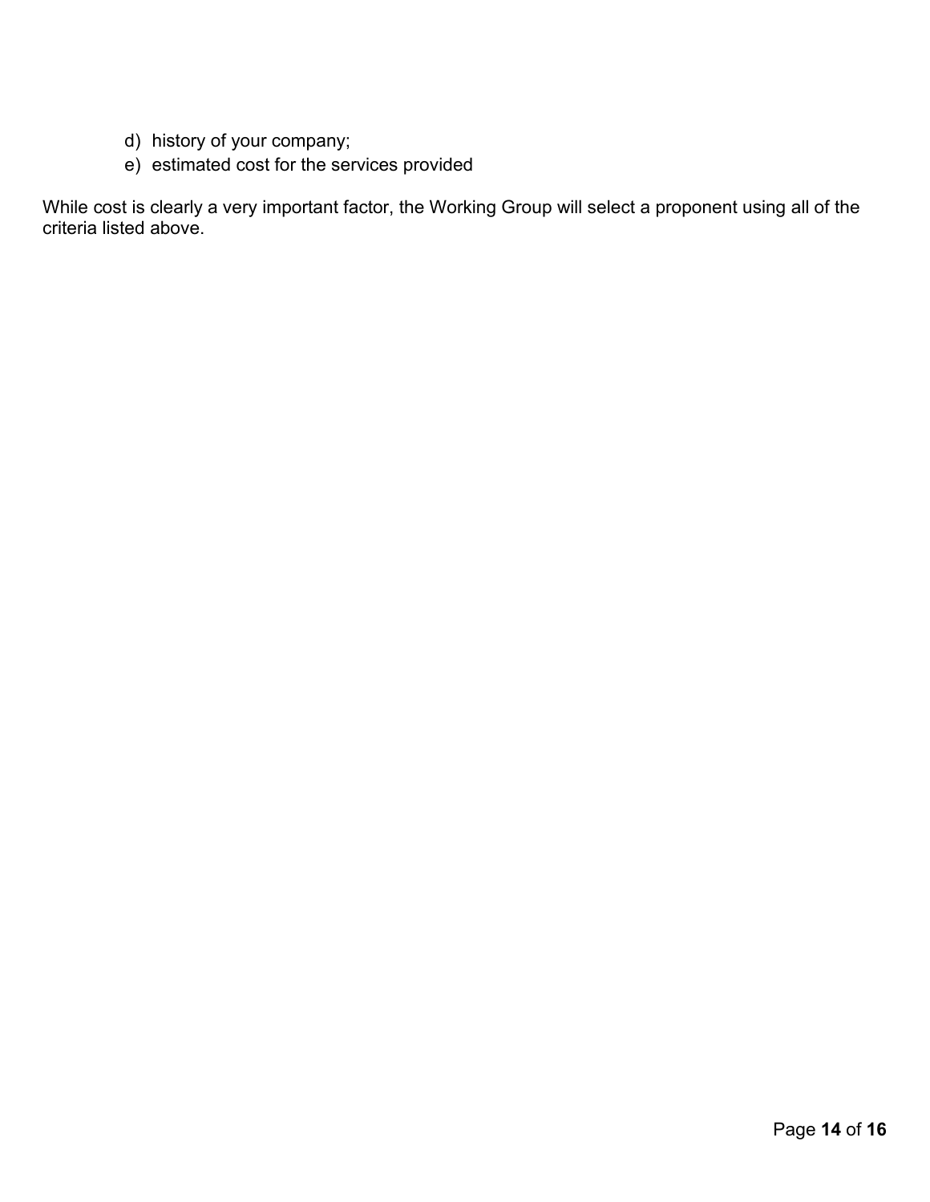d) history of your company;
e) estimated cost for the services provided

While cost is clearly a very important factor, the Working Group will select a proponent using all of the criteria listed above.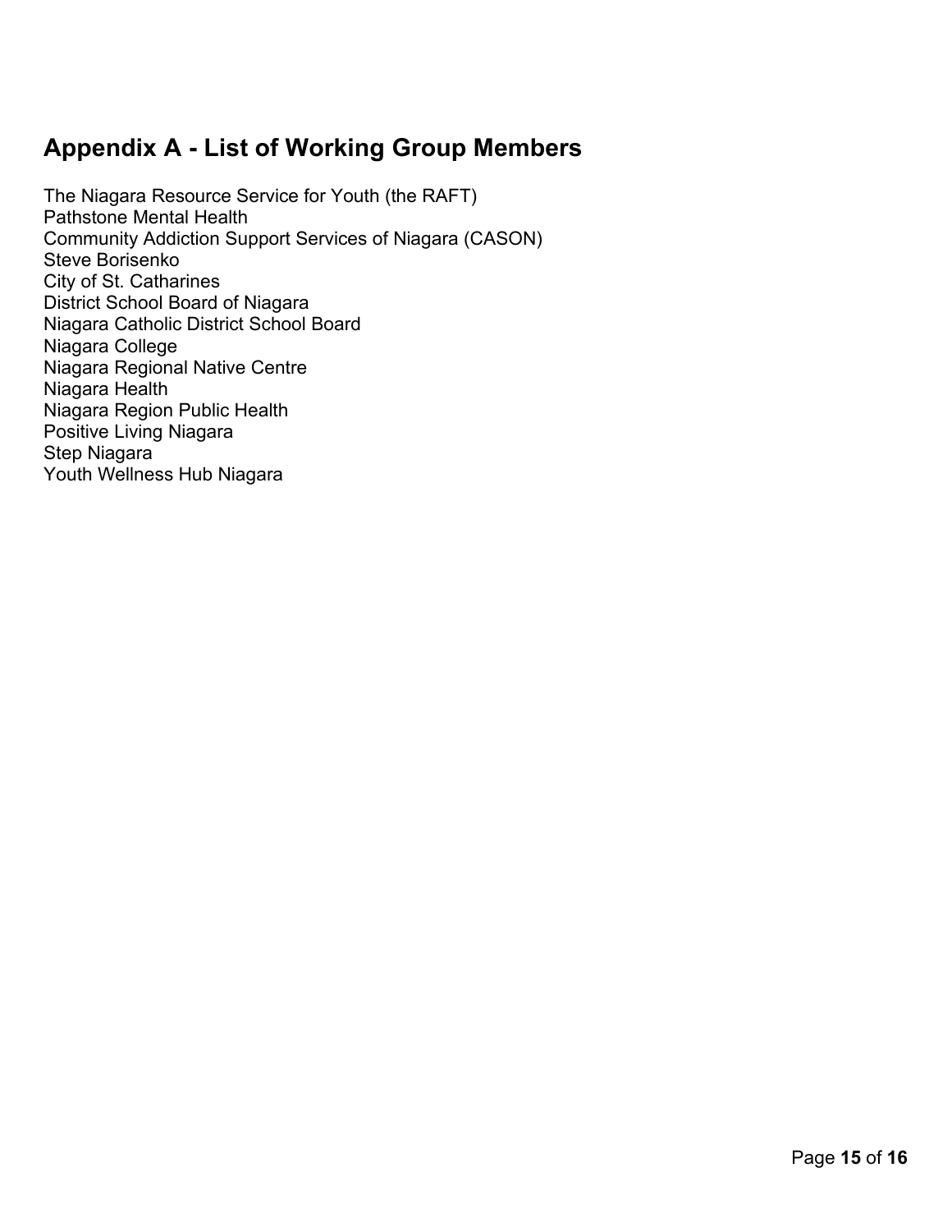## Appendix A - List of Working Group Members

The Niagara Resource Service for Youth (the RAFT)
Pathstone Mental Health
Community Addiction Support Services of Niagara (CASON)
Steve Borisenko
City of St. Catharines
District School Board of Niagara
Niagara Catholic District School Board
Niagara College
Niagara Regional Native Centre
Niagara Health
Niagara Region Public Health
Positive Living Niagara
Step Niagara
Youth Wellness Hub Niagara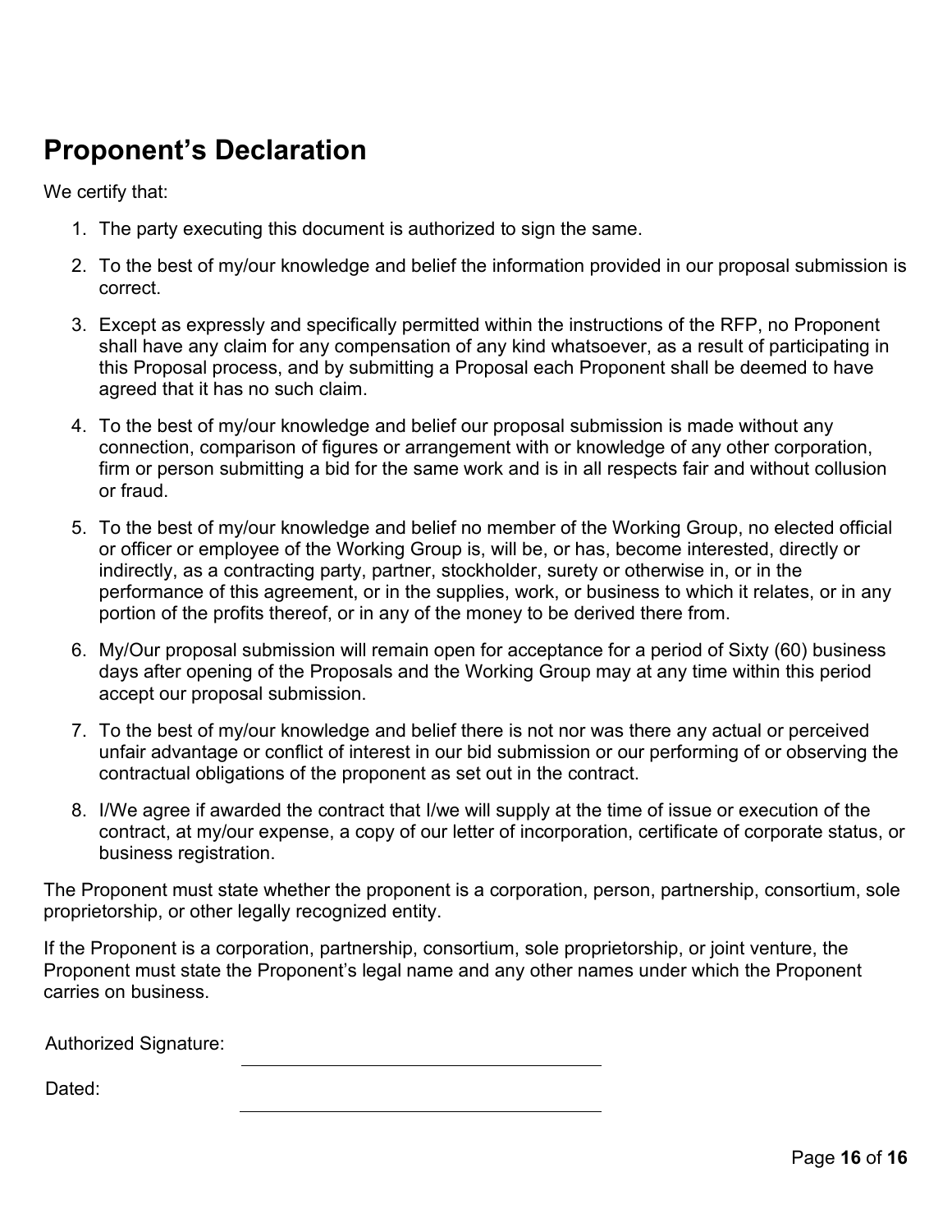## Proponent's Declaration

We certify that:

1. The party executing this document is authorized to sign the same.
2. To the best of my/our knowledge and belief the information provided in our proposal submission is correct.
3. Except as expressly and specifically permitted within the instructions of the RFP, no Proponent shall have any claim for any compensation of any kind whatsoever, as a result of participating in this Proposal process, and by submitting a Proposal each Proponent shall be deemed to have agreed that it has no such claim.
4. To the best of my/our knowledge and belief our proposal submission is made without any connection, comparison of figures or arrangement with or knowledge of any other corporation, firm or person submitting a bid for the same work and is in all respects fair and without collusion or fraud.
5. To the best of my/our knowledge and belief no member of the Working Group, no elected official or officer or employee of the Working Group is, will be, or has, become interested, directly or indirectly, as a contracting party, partner, stockholder, surety or otherwise in, or in the performance of this agreement, or in the supplies, work, or business to which it relates, or in any portion of the profits thereof, or in any of the money to be derived there from.
6. My/Our proposal submission will remain open for acceptance for a period of Sixty (60) business days after opening of the Proposals and the Working Group may at any time within this period accept our proposal submission.
7. To the best of my/our knowledge and belief there is not nor was there any actual or perceived unfair advantage or conflict of interest in our bid submission or our performing of or observing the contractual obligations of the proponent as set out in the contract.
8. I/We agree if awarded the contract that I/we will supply at the time of issue or execution of the contract, at my/our expense, a copy of our letter of incorporation, certificate of corporate status, or business registration.

The Proponent must state whether the proponent is a corporation, person, partnership, consortium, sole proprietorship, or other legally recognized entity.

If the Proponent is a corporation, partnership, consortium, sole proprietorship, or joint venture, the Proponent must state the Proponent's legal name and any other names under which the Proponent carries on business.

Authorized Signature: ______________________________

Dated: ______________________________